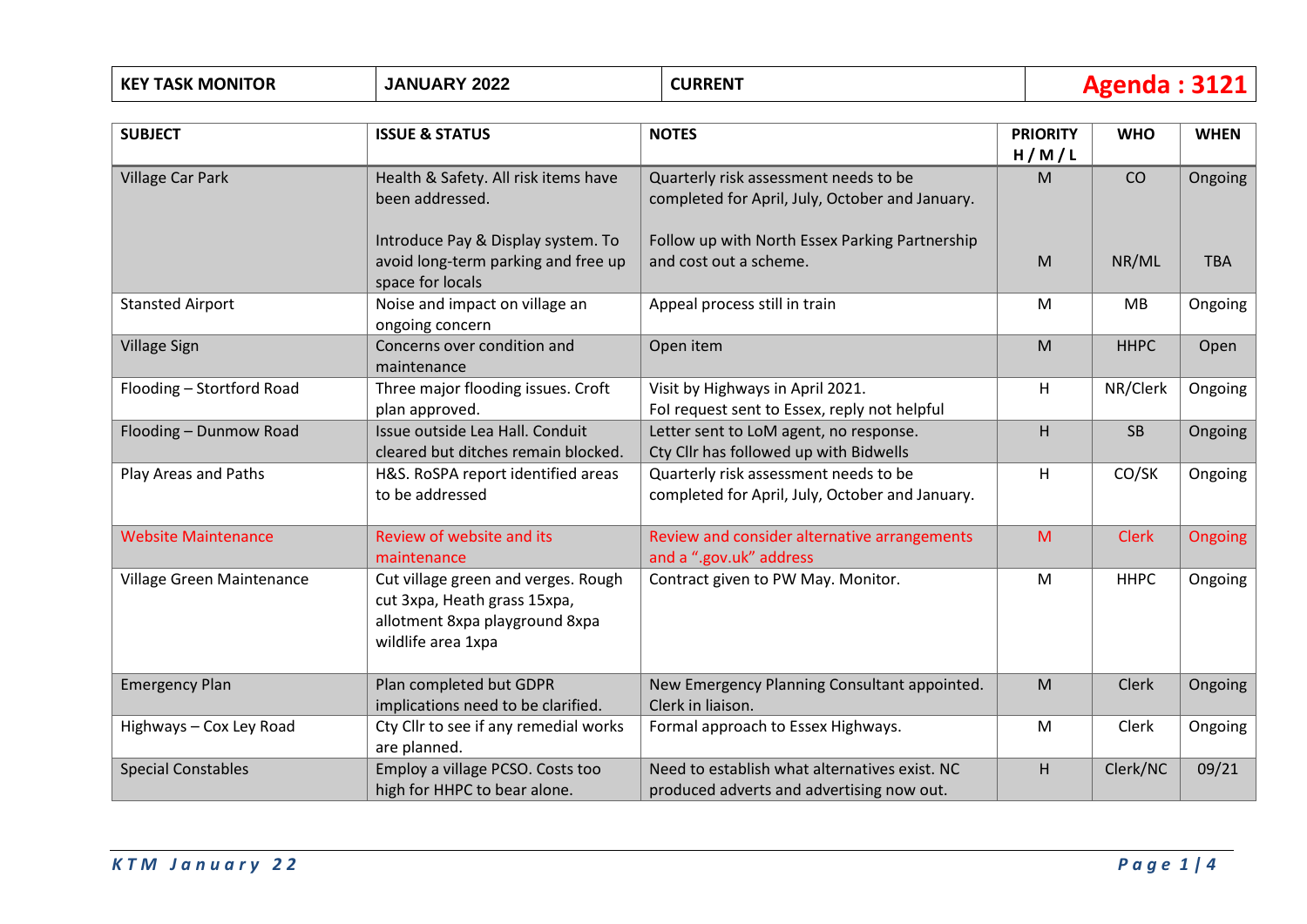| KEY TASK MONITOR | JANUARY 2022 | CURRENT | Agenda : 3121 |
|---|---|---|---|

| SUBJECT | ISSUE & STATUS | NOTES | PRIORITY H / M / L | WHO | WHEN |
|---|---|---|---|---|---|
| Village Car Park | Health & Safety. All risk items have been addressed. | Quarterly risk assessment needs to be completed for April, July, October and January. | M | CO | Ongoing |
| | Introduce Pay & Display system. To avoid long-term parking and free up space for locals | Follow up with North Essex Parking Partnership and cost out a scheme. | M | NR/ML | TBA |
| Stansted Airport | Noise and impact on village an ongoing concern | Appeal process still in train | M | MB | Ongoing |
| Village Sign | Concerns over condition and maintenance | Open item | M | HHPC | Open |
| Flooding – Stortford Road | Three major flooding issues. Croft plan approved. | Visit by Highways in April 2021. FoI request sent to Essex, reply not helpful | H | NR/Clerk | Ongoing |
| Flooding – Dunmow Road | Issue outside Lea Hall. Conduit cleared but ditches remain blocked. | Letter sent to LoM agent, no response. Cty Cllr has followed up with Bidwells | H | SB | Ongoing |
| Play Areas and Paths | H&S. RoSPA report identified areas to be addressed | Quarterly risk assessment needs to be completed for April, July, October and January. | H | CO/SK | Ongoing |
| Website Maintenance | Review of website and its maintenance | Review and consider alternative arrangements and a ".gov.uk" address | M | Clerk | Ongoing |
| Village Green Maintenance | Cut village green and verges. Rough cut 3xpa, Heath grass 15xpa, allotment 8xpa playground 8xpa wildlife area 1xpa | Contract given to PW May. Monitor. | M | HHPC | Ongoing |
| Emergency Plan | Plan completed but GDPR implications need to be clarified. | New Emergency Planning Consultant appointed. Clerk in liaison. | M | Clerk | Ongoing |
| Highways – Cox Ley Road | Cty Cllr to see if any remedial works are planned. | Formal approach to Essex Highways. | M | Clerk | Ongoing |
| Special Constables | Employ a village PCSO. Costs too high for HHPC to bear alone. | Need to establish what alternatives exist. NC produced adverts and advertising now out. | H | Clerk/NC | 09/21 |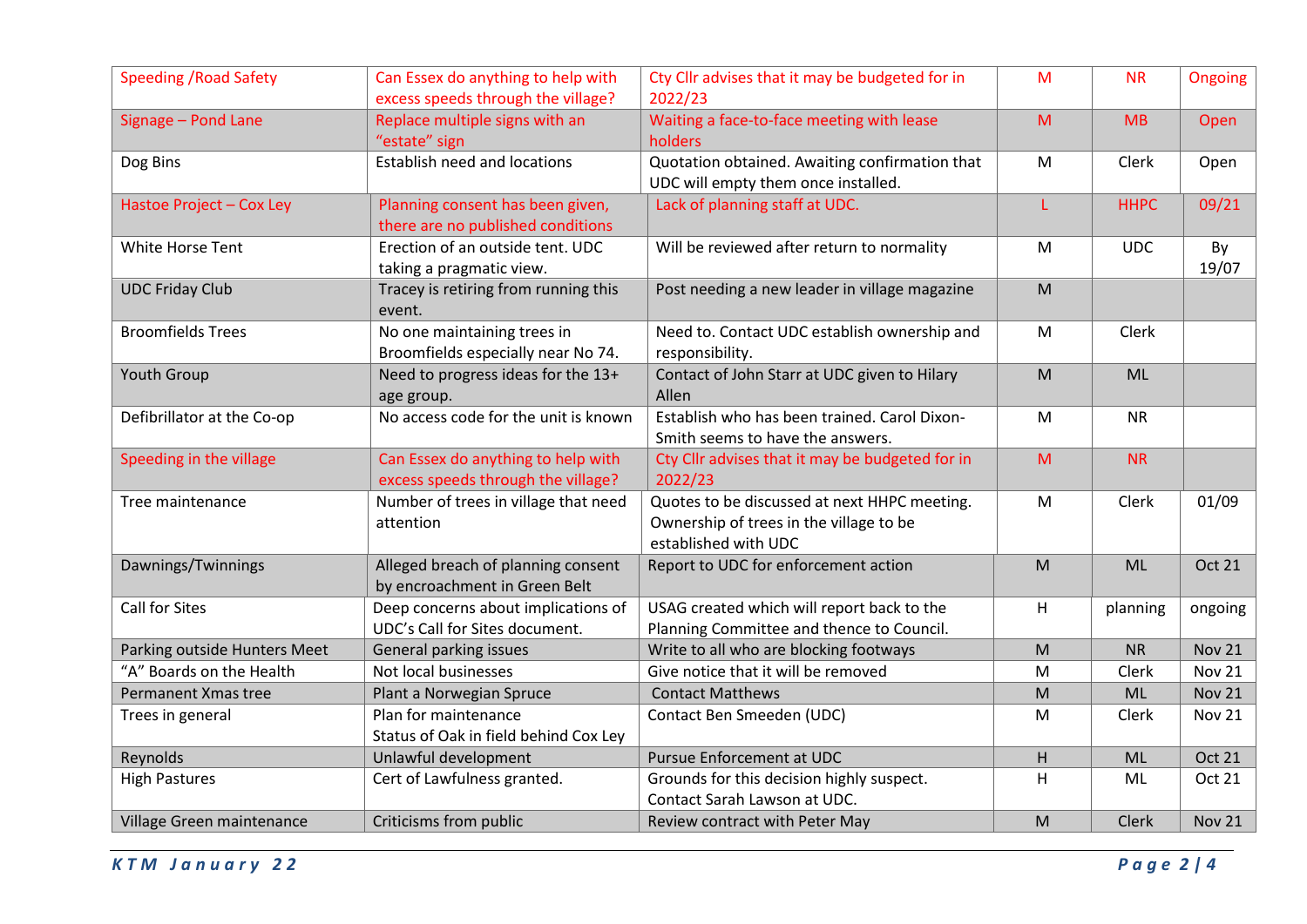| | | | | | |
|---|---|---|---|---|---|
| Speeding /Road Safety | Can Essex do anything to help with excess speeds through the village? | Cty Cllr advises that it may be budgeted for in 2022/23 | M | NR | Ongoing |
| Signage – Pond Lane | Replace multiple signs with an "estate" sign | Waiting a face-to-face meeting with lease holders | M | MB | Open |
| Dog Bins | Establish need and locations | Quotation obtained. Awaiting confirmation that UDC will empty them once installed. | M | Clerk | Open |
| Hastoe Project – Cox Ley | Planning consent has been given, there are no published conditions | Lack of planning staff at UDC. | L | HHPC | 09/21 |
| White Horse Tent | Erection of an outside tent. UDC taking a pragmatic view. | Will be reviewed after return to normality | M | UDC | By 19/07 |
| UDC Friday Club | Tracey is retiring from running this event. | Post needing a new leader in village magazine | M | | |
| Broomfields Trees | No one maintaining trees in Broomfields especially near No 74. | Need to. Contact UDC establish ownership and responsibility. | M | Clerk | |
| Youth Group | Need to progress ideas for the 13+ age group. | Contact of John Starr at UDC given to Hilary Allen | M | ML | |
| Defibrillator at the Co-op | No access code for the unit is known | Establish who has been trained. Carol Dixon-Smith seems to have the answers. | M | NR | |
| Speeding in the village | Can Essex do anything to help with excess speeds through the village? | Cty Cllr advises that it may be budgeted for in 2022/23 | M | NR | |
| Tree maintenance | Number of trees in village that need attention | Quotes to be discussed at next HHPC meeting. Ownership of trees in the village to be established with UDC | M | Clerk | 01/09 |
| Dawnings/Twinnings | Alleged breach of planning consent by encroachment in Green Belt | Report to UDC for enforcement action | M | ML | Oct 21 |
| Call for Sites | Deep concerns about implications of UDC's Call for Sites document. | USAG created which will report back to the Planning Committee and thence to Council. | H | planning | ongoing |
| Parking outside Hunters Meet | General parking issues | Write to all who are blocking footways | M | NR | Nov 21 |
| "A" Boards on the Health | Not local businesses | Give notice that it will be removed | M | Clerk | Nov 21 |
| Permanent Xmas tree | Plant a Norwegian Spruce | Contact Matthews | M | ML | Nov 21 |
| Trees in general | Plan for maintenance<br>Status of Oak in field behind Cox Ley | Contact Ben Smeeden (UDC) | M | Clerk | Nov 21 |
| Reynolds | Unlawful development | Pursue Enforcement at UDC | H | ML | Oct 21 |
| High Pastures | Cert of Lawfulness granted. | Grounds for this decision highly suspect. Contact Sarah Lawson at UDC. | H | ML | Oct 21 |
| Village Green maintenance | Criticisms from public | Review contract with Peter May | M | Clerk | Nov 21 |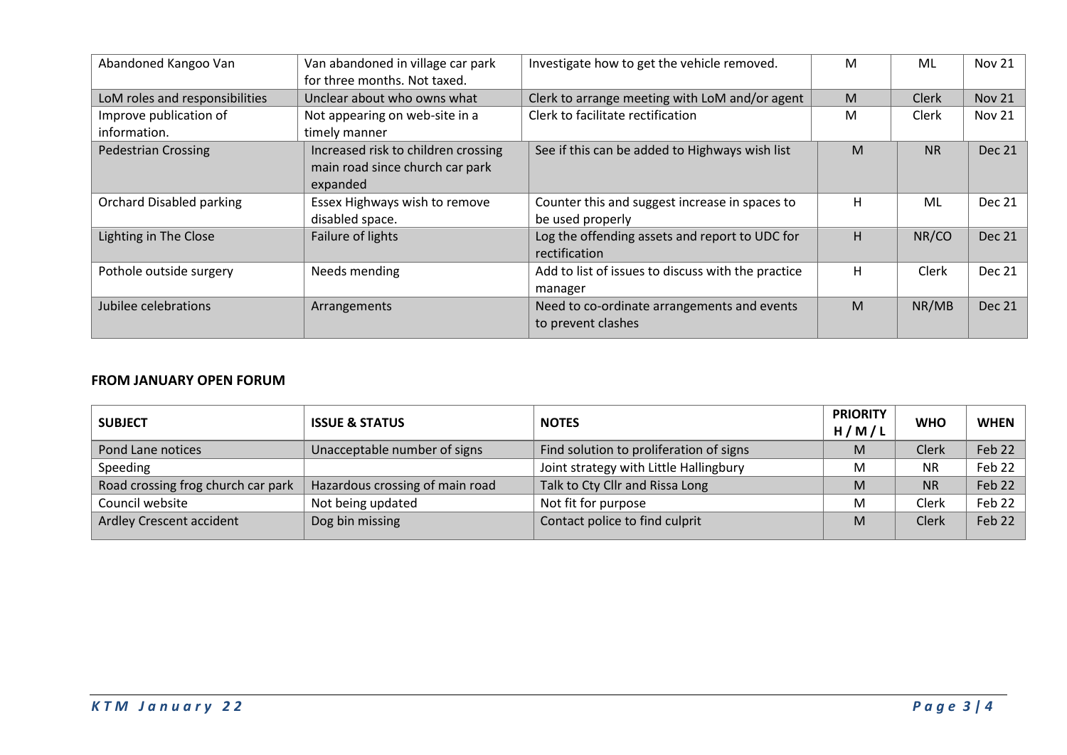| | | | | | |
|---|---|---|---|---|---|
| Abandoned Kangoo Van | Van abandoned in village car park for three months. Not taxed. | Investigate how to get the vehicle removed. | M | ML | Nov 21 |
| LoM roles and responsibilities | Unclear about who owns what | Clerk to arrange meeting with LoM and/or agent | M | Clerk | Nov 21 |
| Improve publication of information. | Not appearing on web-site in a timely manner | Clerk to facilitate rectification | M | Clerk | Nov 21 |
| Pedestrian Crossing | Increased risk to children crossing main road since church car park expanded | See if this can be added to Highways wish list | M | NR | Dec 21 |
| Orchard Disabled parking | Essex Highways wish to remove disabled space. | Counter this and suggest increase in spaces to be used properly | H | ML | Dec 21 |
| Lighting in The Close | Failure of lights | Log the offending assets and report to UDC for rectification | H | NR/CO | Dec 21 |
| Pothole outside surgery | Needs mending | Add to list of issues to discuss with the practice manager | H | Clerk | Dec 21 |
| Jubilee celebrations | Arrangements | Need to co-ordinate arrangements and events to prevent clashes | M | NR/MB | Dec 21 |

**FROM JANUARY OPEN FORUM**

| SUBJECT | ISSUE & STATUS | NOTES | PRIORITY H / M / L | WHO | WHEN |
|---|---|---|---|---|---|
| Pond Lane notices | Unacceptable number of signs | Find solution to proliferation of signs | M | Clerk | Feb 22 |
| Speeding | | Joint strategy with Little Hallingbury | M | NR | Feb 22 |
| Road crossing frog church car park | Hazardous crossing of main road | Talk to Cty Cllr and Rissa Long | M | NR | Feb 22 |
| Council website | Not being updated | Not fit for purpose | M | Clerk | Feb 22 |
| Ardley Crescent accident | Dog bin missing | Contact police to find culprit | M | Clerk | Feb 22 |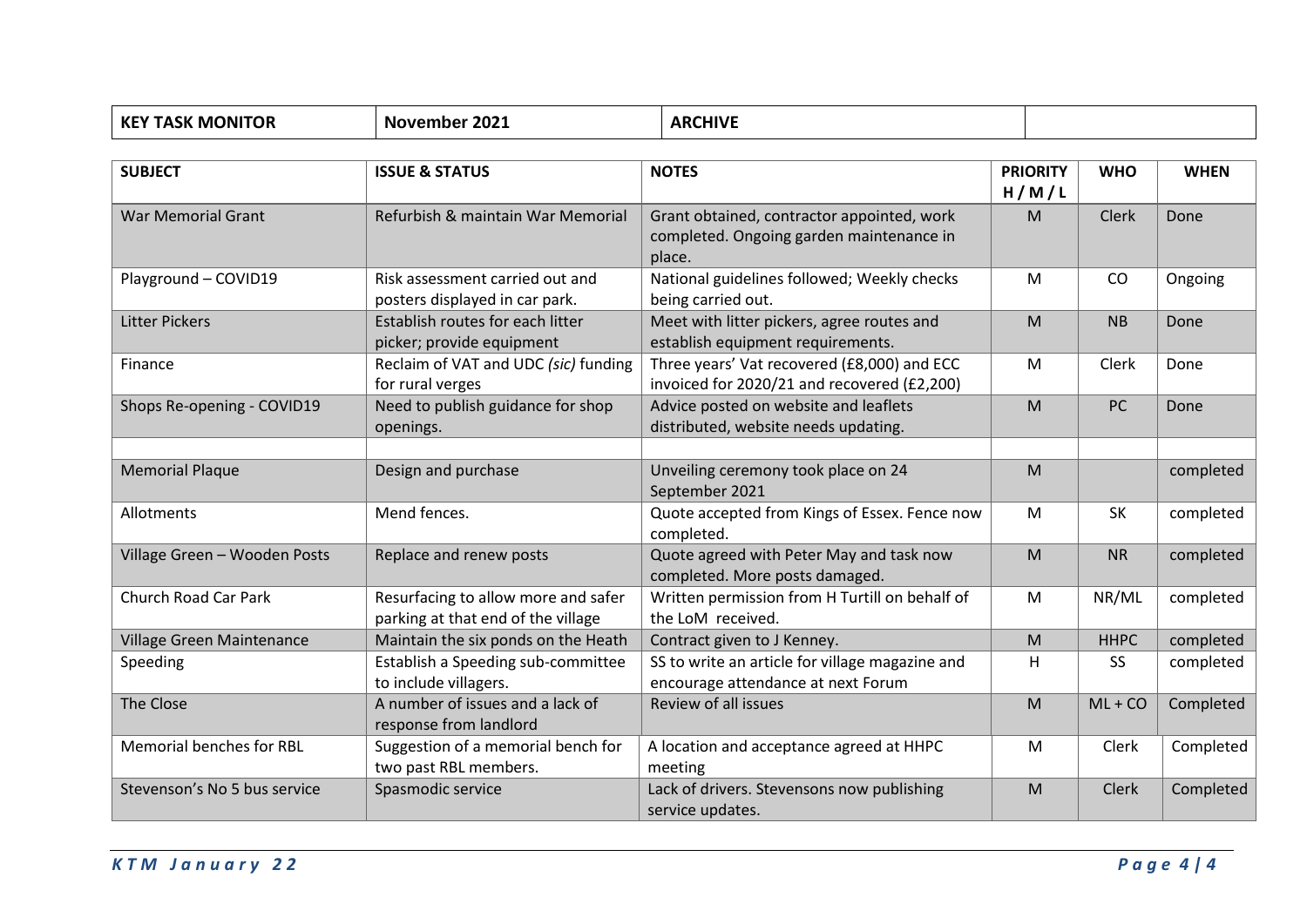| KEY TASK MONITOR | November 2021 | ARCHIVE | |
|---|---|---|---|

| SUBJECT | ISSUE & STATUS | NOTES | PRIORITY H / M / L | WHO | WHEN |
|---|---|---|---|---|---|
| War Memorial Grant | Refurbish & maintain War Memorial | Grant obtained, contractor appointed, work completed. Ongoing garden maintenance in place. | M | Clerk | Done |
| Playground – COVID19 | Risk assessment carried out and posters displayed in car park. | National guidelines followed; Weekly checks being carried out. | M | CO | Ongoing |
| Litter Pickers | Establish routes for each litter picker; provide equipment | Meet with litter pickers, agree routes and establish equipment requirements. | M | NB | Done |
| Finance | Reclaim of VAT and UDC *(sic)* funding for rural verges | Three years' Vat recovered (£8,000) and ECC invoiced for 2020/21 and recovered (£2,200) | M | Clerk | Done |
| Shops Re-opening - COVID19 | Need to publish guidance for shop openings. | Advice posted on website and leaflets distributed, website needs updating. | M | PC | Done |
| | | | | | |
| Memorial Plaque | Design and purchase | Unveiling ceremony took place on 24 September 2021 | M | | completed |
| Allotments | Mend fences. | Quote accepted from Kings of Essex. Fence now completed. | M | SK | completed |
| Village Green – Wooden Posts | Replace and renew posts | Quote agreed with Peter May and task now completed. More posts damaged. | M | NR | completed |
| Church Road Car Park | Resurfacing to allow more and safer parking at that end of the village | Written permission from H Turtill on behalf of the LoM received. | M | NR/ML | completed |
| Village Green Maintenance | Maintain the six ponds on the Heath | Contract given to J Kenney. | M | HHPC | completed |
| Speeding | Establish a Speeding sub-committee to include villagers. | SS to write an article for village magazine and encourage attendance at next Forum | H | SS | completed |
| The Close | A number of issues and a lack of response from landlord | Review of all issues | M | ML + CO | Completed |
| Memorial benches for RBL | Suggestion of a memorial bench for two past RBL members. | A location and acceptance agreed at HHPC meeting | M | Clerk | Completed |
| Stevenson's No 5 bus service | Spasmodic service | Lack of drivers. Stevensons now publishing service updates. | M | Clerk | Completed |